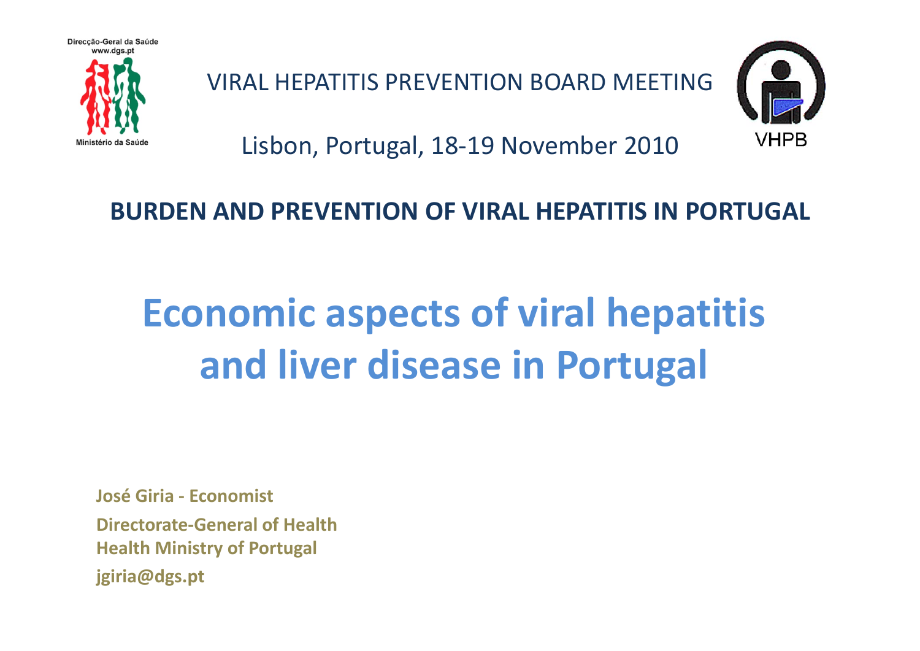Direcção-Geral da Saúde
www.dgs.pt

Ministério da Saúde

VIRAL HEPATITIS PREVENTION BOARD MEETING

Lisbon, Portugal, 18-19 November 2010

VHPB

**BURDEN AND PREVENTION OF VIRAL HEPATITIS IN PORTUGAL**

# Economic aspects of viral hepatitis and liver disease in Portugal

**José Giria - Economist**

**Directorate-General of Health**
**Health Ministry of Portugal**

**jgiria@dgs.pt**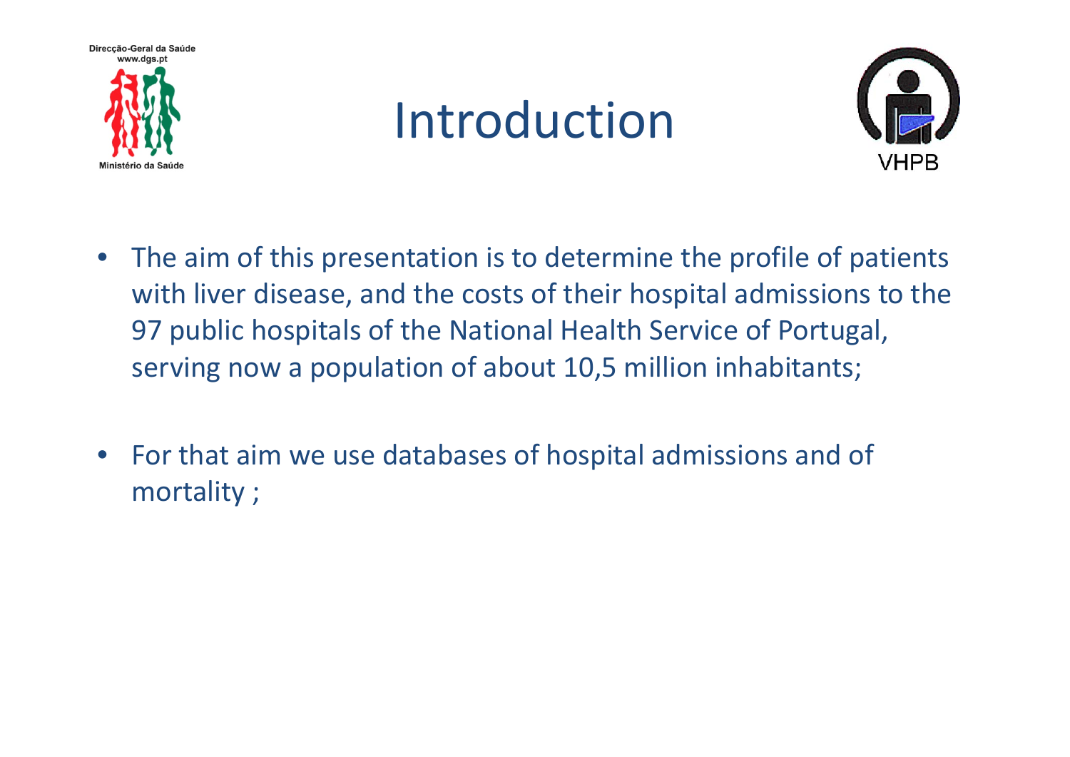# Introduction

- The aim of this presentation is to determine the profile of patients with liver disease, and the costs of their hospital admissions to the 97 public hospitals of the National Health Service of Portugal, serving now a population of about 10,5 million inhabitants;

- For that aim we use databases of hospital admissions and of mortality ;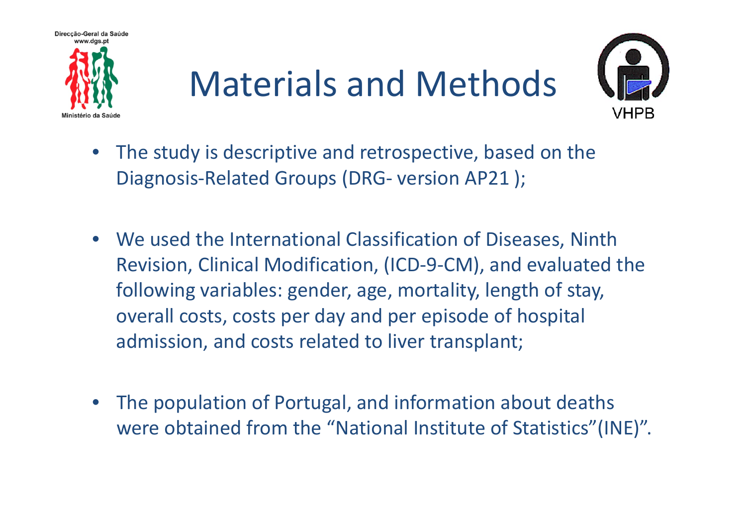# Materials and Methods

- The study is descriptive and retrospective, based on the Diagnosis-Related Groups (DRG- version AP21 );

- We used the International Classification of Diseases, Ninth Revision, Clinical Modification, (ICD-9-CM), and evaluated the following variables: gender, age, mortality, length of stay, overall costs, costs per day and per episode of hospital admission, and costs related to liver transplant;

- The population of Portugal, and information about deaths were obtained from the "National Institute of Statistics"(INE)".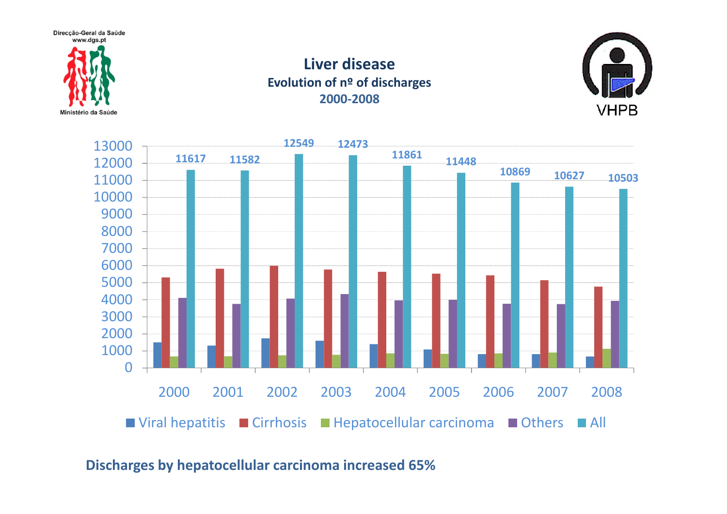Direcção-Geral da Saúde
www.dgs.pt

Ministério da Saúde

# Liver disease

## Evolution of nº of discharges
## 2000-2008

VHPB

| Year | All |
|---|---|
| 2000 | 11617 |
| 2001 | 11582 |
| 2002 | 12549 |
| 2003 | 12473 |
| 2004 | 11861 |
| 2005 | 11448 |
| 2006 | 10869 |
| 2007 | 10627 |
| 2008 | 10503 |

Viral hepatitis | Cirrhosis | Hepatocellular carcinoma | Others | All

**Discharges by hepatocellular carcinoma increased 65%**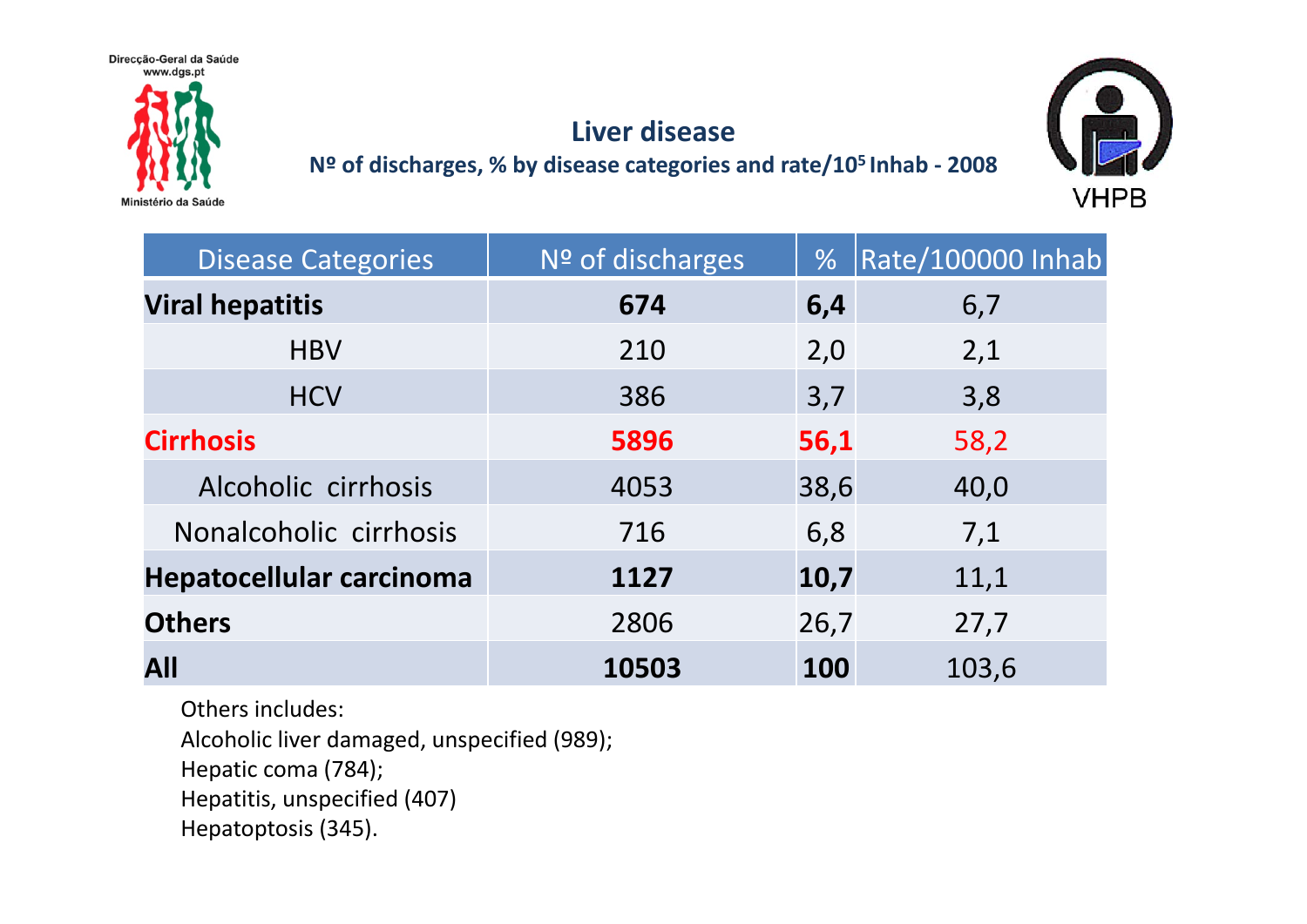Direcção-Geral da Saúde
www.dgs.pt

Ministério da Saúde

VHPB

# Liver disease

## Nº of discharges, % by disease categories and rate/$10^5$ Inhab - 2008

| Disease Categories | Nº of discharges | % | Rate/100000 Inhab |
|---|---|---|---|
| **Viral hepatitis** | **674** | **6,4** | 6,7 |
| HBV | 210 | 2,0 | 2,1 |
| HCV | 386 | 3,7 | 3,8 |
| **Cirrhosis** | **5896** | **56,1** | 58,2 |
| Alcoholic cirrhosis | 4053 | 38,6 | 40,0 |
| Nonalcoholic cirrhosis | 716 | 6,8 | 7,1 |
| **Hepatocellular carcinoma** | **1127** | **10,7** | 11,1 |
| **Others** | 2806 | 26,7 | 27,7 |
| **All** | **10503** | **100** | 103,6 |

Others includes:
Alcoholic liver damaged, unspecified (989);
Hepatic coma (784);
Hepatitis, unspecified (407)
Hepatoptosis (345).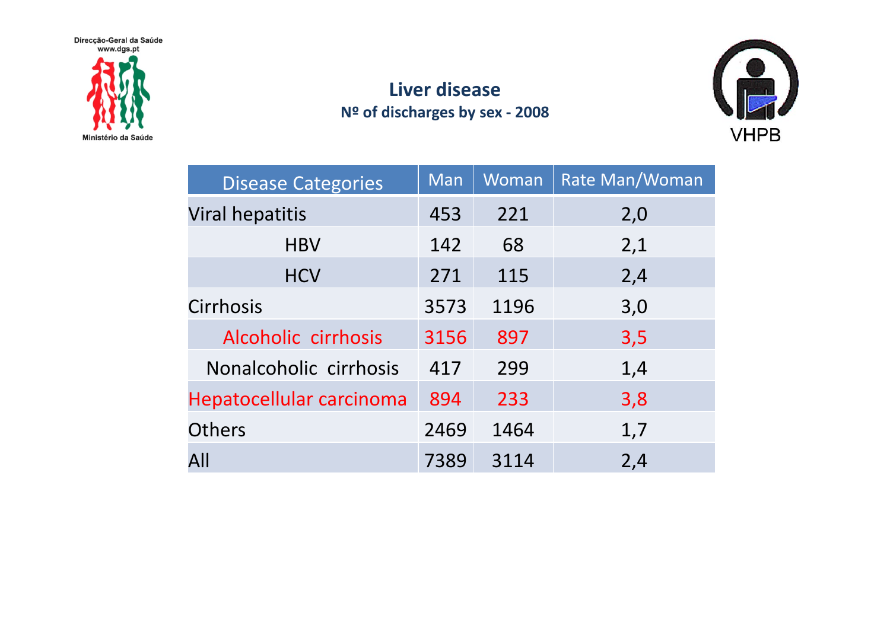Direcção-Geral da Saúde
www.dgs.pt

Ministério da Saúde

VHPB

## Liver disease

**Nº of discharges by sex - 2008**

| Disease Categories | Man | Woman | Rate Man/Woman |
|---|---|---|---|
| Viral hepatitis | 453 | 221 | 2,0 |
| HBV | 142 | 68 | 2,1 |
| HCV | 271 | 115 | 2,4 |
| Cirrhosis | 3573 | 1196 | 3,0 |
| Alcoholic cirrhosis | 3156 | 897 | 3,5 |
| Nonalcoholic cirrhosis | 417 | 299 | 1,4 |
| Hepatocellular carcinoma | 894 | 233 | 3,8 |
| Others | 2469 | 1464 | 1,7 |
| All | 7389 | 3114 | 2,4 |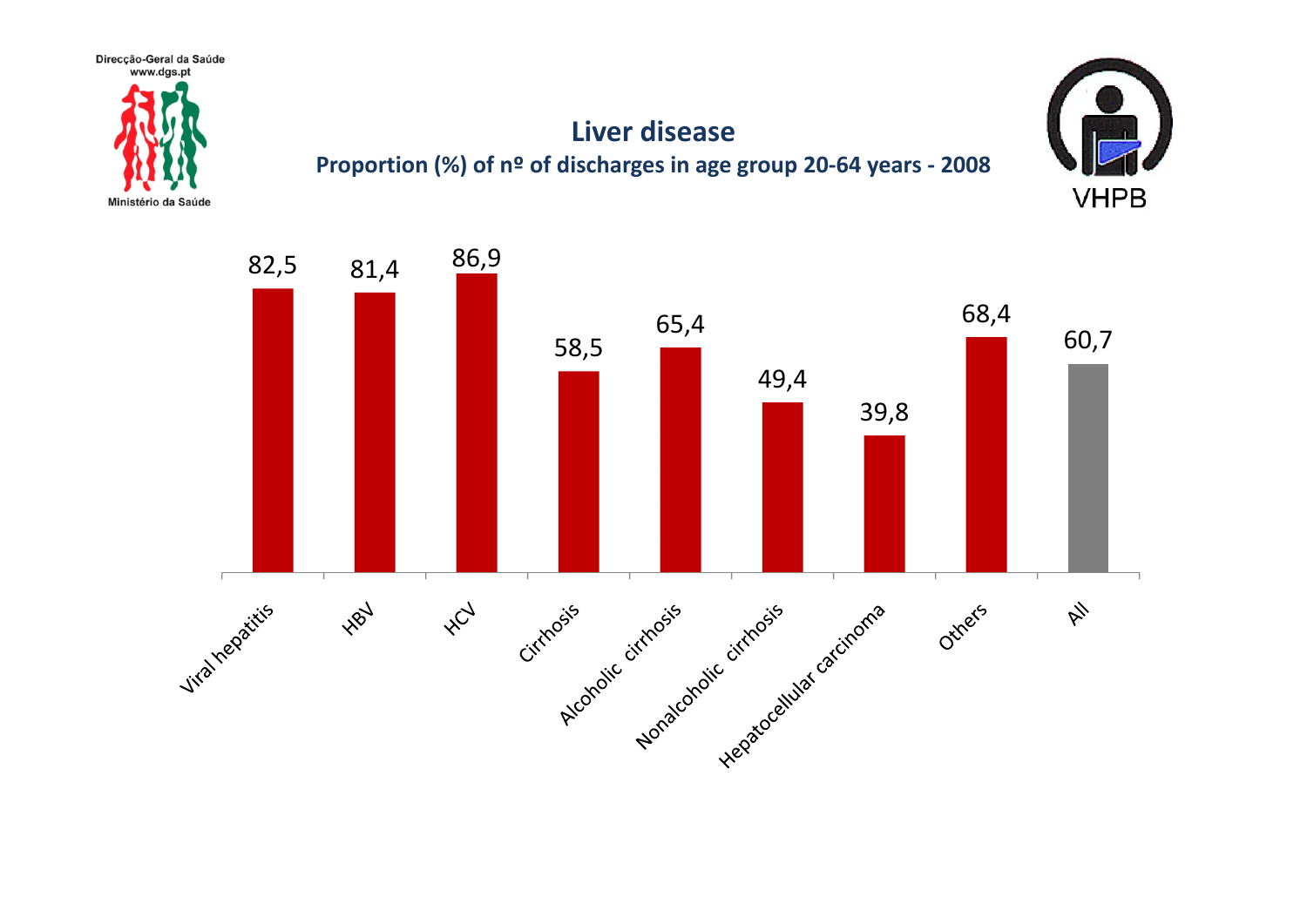Direcção-Geral da Saúde
www.dgs.pt

Ministério da Saúde

# Liver disease

## Proportion (%) of nº of discharges in age group 20-64 years - 2008

VHPB

| Category | % |
|---|---|
| Viral hepatitis | 82,5 |
| HBV | 81,4 |
| HCV | 86,9 |
| Cirrhosis | 58,5 |
| Alcoholic cirrhosis | 65,4 |
| Nonalcoholic cirrhosis | 49,4 |
| Hepatocellular carcinoma | 39,8 |
| Others | 68,4 |
| All | 60,7 |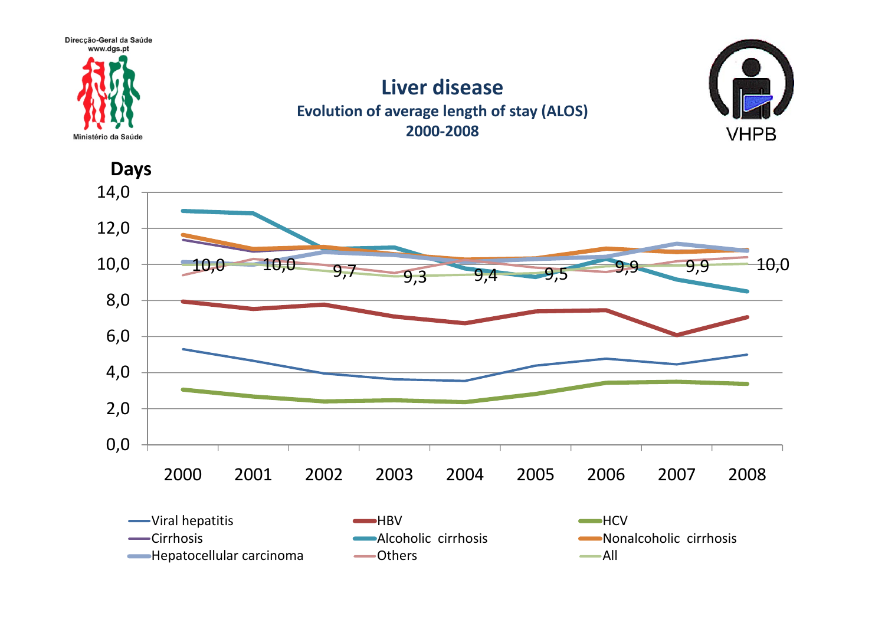Direcção-Geral da Saúde
www.dgs.pt

Ministério da Saúde

# Liver disease

**Evolution of average length of stay (ALOS)**
**2000-2008**

VHPB

**Days**

| Year | 2000 | 2001 | 2002 | 2003 | 2004 | 2005 | 2006 | 2007 | 2008 |
|---|---|---|---|---|---|---|---|---|---|
| All | 10,0 | 10,0 | 9,7 | 9,3 | 9,4 | 9,5 | 9,9 | 9,9 | 10,0 |

Legend: Viral hepatitis; HBV; HCV; Cirrhosis; Alcoholic cirrhosis; Nonalcoholic cirrhosis; Hepatocellular carcinoma; Others; All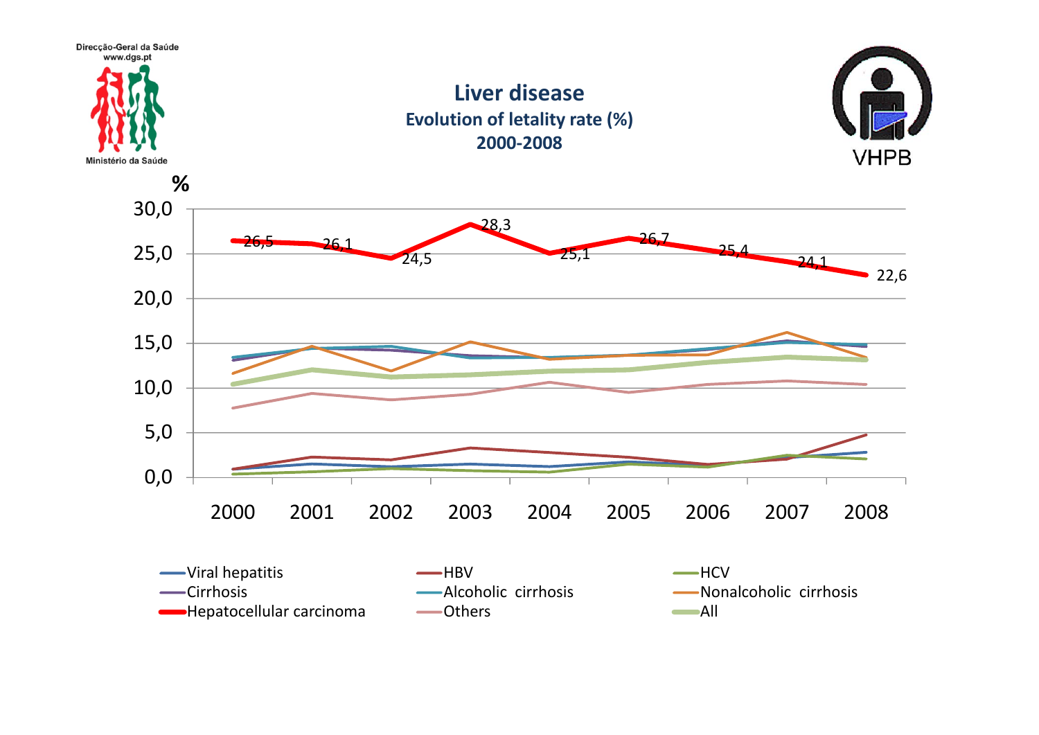Direcção-Geral da Saúde
www.dgs.pt

Ministério da Saúde

# Liver disease

## Evolution of letality rate (%)

## 2000-2008

VHPB

%

| | 2000 | 2001 | 2002 | 2003 | 2004 | 2005 | 2006 | 2007 | 2008 |
|---|---|---|---|---|---|---|---|---|---|
| Hepatocellular carcinoma | 26,5 | 26,1 | 24,5 | 28,3 | 25,1 | 26,7 | 25,4 | 24,1 | 22,6 |

Legend: Viral hepatitis, HBV, HCV, Cirrhosis, Alcoholic cirrhosis, Nonalcoholic cirrhosis, Hepatocellular carcinoma, Others, All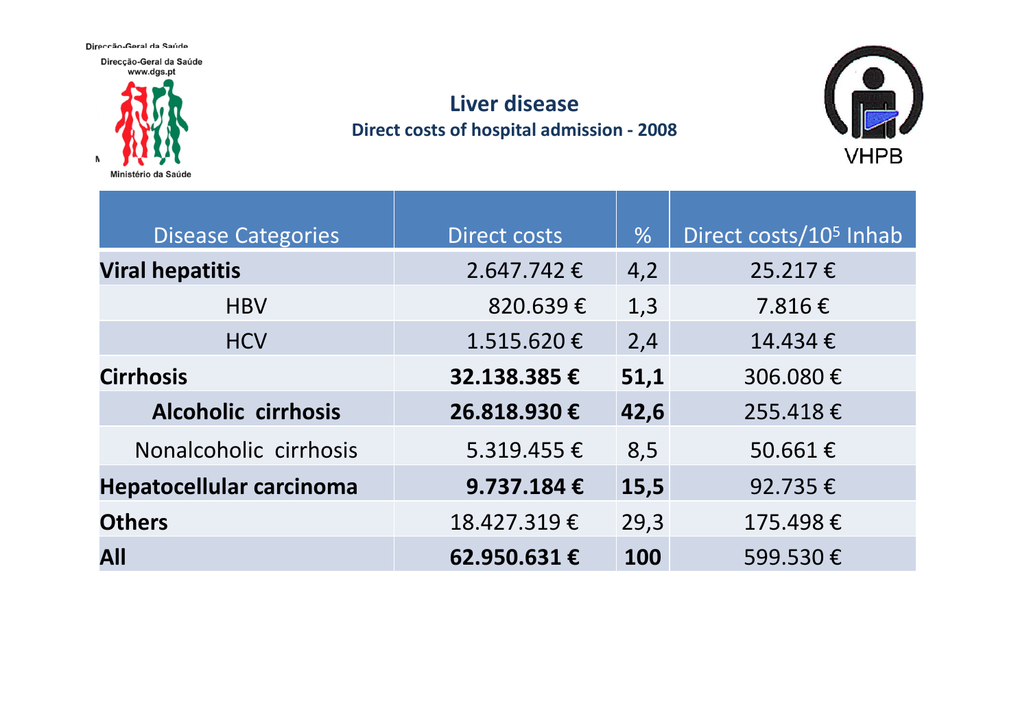Direcção-Geral da Saúde
www.dgs.pt

Ministério da Saúde

VHPB

# Liver disease

## Direct costs of hospital admission - 2008

| Disease Categories | Direct costs | % | Direct costs/$10^5$ Inhab |
|---|---|---|---|
| **Viral hepatitis** | 2.647.742 € | 4,2 | 25.217 € |
| HBV | 820.639 € | 1,3 | 7.816 € |
| HCV | 1.515.620 € | 2,4 | 14.434 € |
| **Cirrhosis** | **32.138.385 €** | **51,1** | 306.080 € |
| **Alcoholic cirrhosis** | **26.818.930 €** | **42,6** | 255.418 € |
| Nonalcoholic cirrhosis | 5.319.455 € | 8,5 | 50.661 € |
| **Hepatocellular carcinoma** | **9.737.184 €** | **15,5** | 92.735 € |
| **Others** | 18.427.319 € | 29,3 | 175.498 € |
| **All** | **62.950.631 €** | **100** | 599.530 € |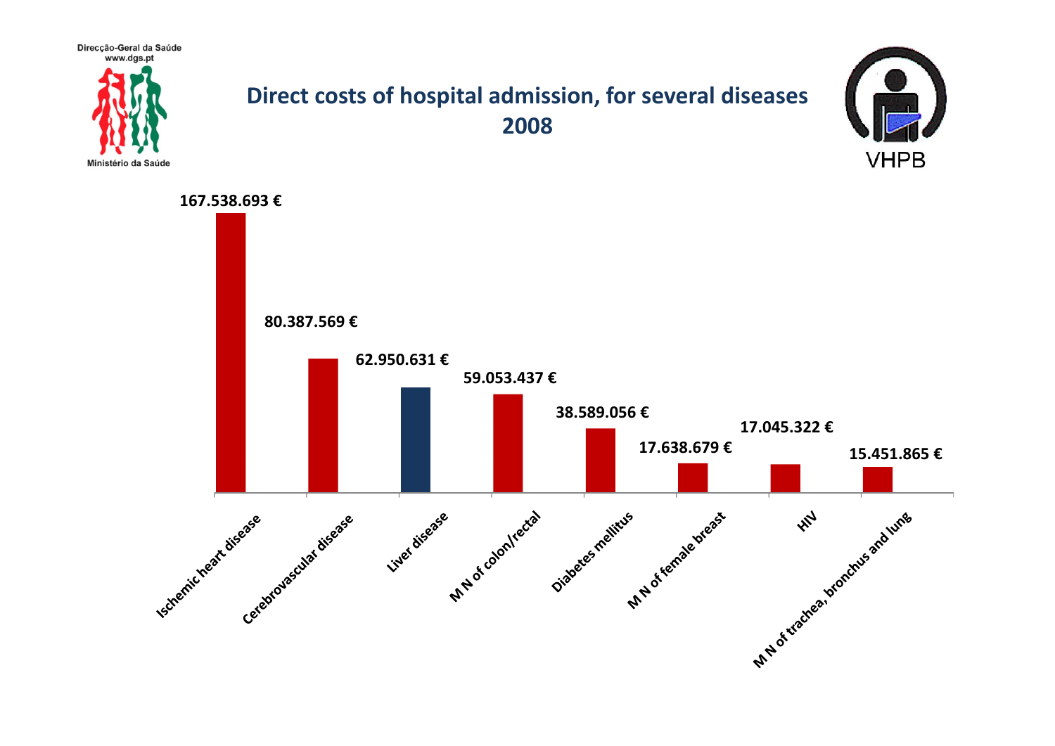Direcção-Geral da Saúde
www.dgs.pt

Ministério da Saúde

# Direct costs of hospital admission, for several diseases 2008

VHPB

| Disease | Direct costs |
|---|---|
| Ischemic heart disease | 167.538.693 € |
| Cerebrovascular disease | 80.387.569 € |
| Liver disease | 62.950.631 € |
| M N of colon/rectal | 59.053.437 € |
| Diabetes mellitus | 38.589.056 € |
| M N of female breast | 17.638.679 € |
| HIV | 17.045.322 € |
| M N of trachea, bronchus and lung | 15.451.865 € |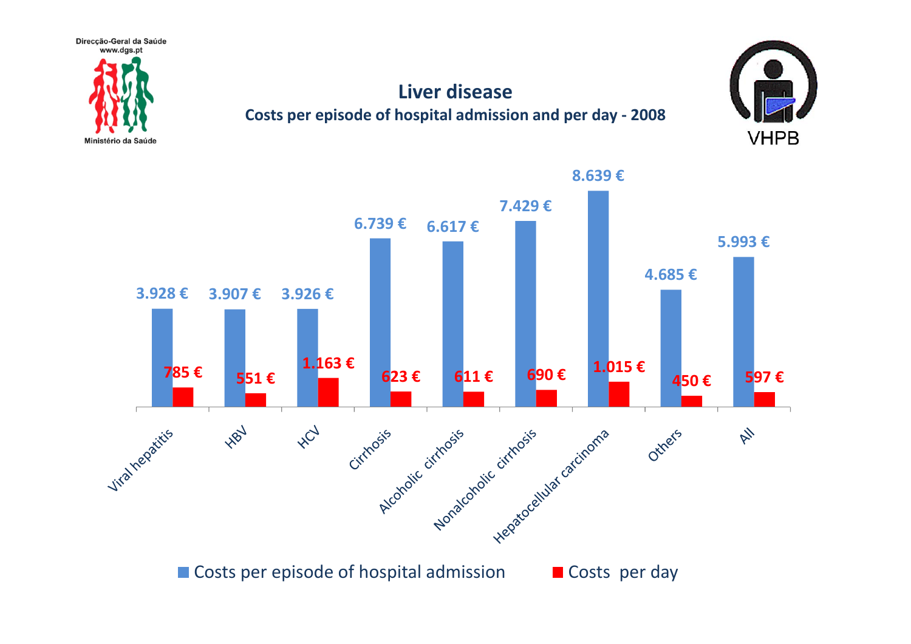Direcção-Geral da Saúde
www.dgs.pt

Ministério da Saúde

VHPB

# Liver disease

## Costs per episode of hospital admission and per day - 2008

| | Costs per episode of hospital admission | Costs per day |
|---|---|---|
| Viral hepatitis | 3.928 € | 785 € |
| HBV | 3.907 € | 551 € |
| HCV | 3.926 € | 1.163 € |
| Cirrhosis | 6.739 € | 623 € |
| Alcoholic cirrhosis | 6.617 € | 611 € |
| Nonalcoholic cirrhosis | 7.429 € | 690 € |
| Hepatocellular carcinoma | 8.639 € | 1.015 € |
| Others | 4.685 € | 450 € |
| All | 5.993 € | 597 € |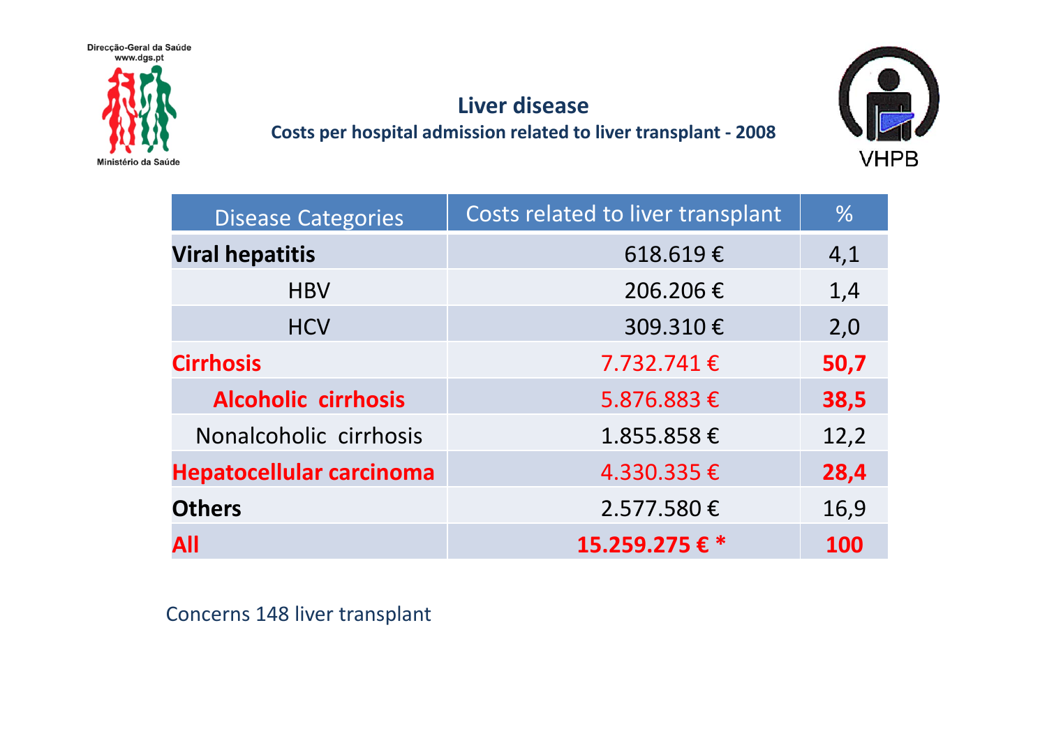Direcção-Geral da Saúde
www.dgs.pt

Ministério da Saúde

VHPB

# Liver disease

## Costs per hospital admission related to liver transplant - 2008

| Disease Categories | Costs related to liver transplant | % |
|---|---|---|
| **Viral hepatitis** | 618.619 € | 4,1 |
| HBV | 206.206 € | 1,4 |
| HCV | 309.310 € | 2,0 |
| **Cirrhosis** | 7.732.741 € | **50,7** |
| **Alcoholic cirrhosis** | 5.876.883 € | **38,5** |
| Nonalcoholic cirrhosis | 1.855.858 € | 12,2 |
| **Hepatocellular carcinoma** | 4.330.335 € | **28,4** |
| **Others** | 2.577.580 € | 16,9 |
| **All** | **15.259.275 € \*** | **100** |

Concerns 148 liver transplant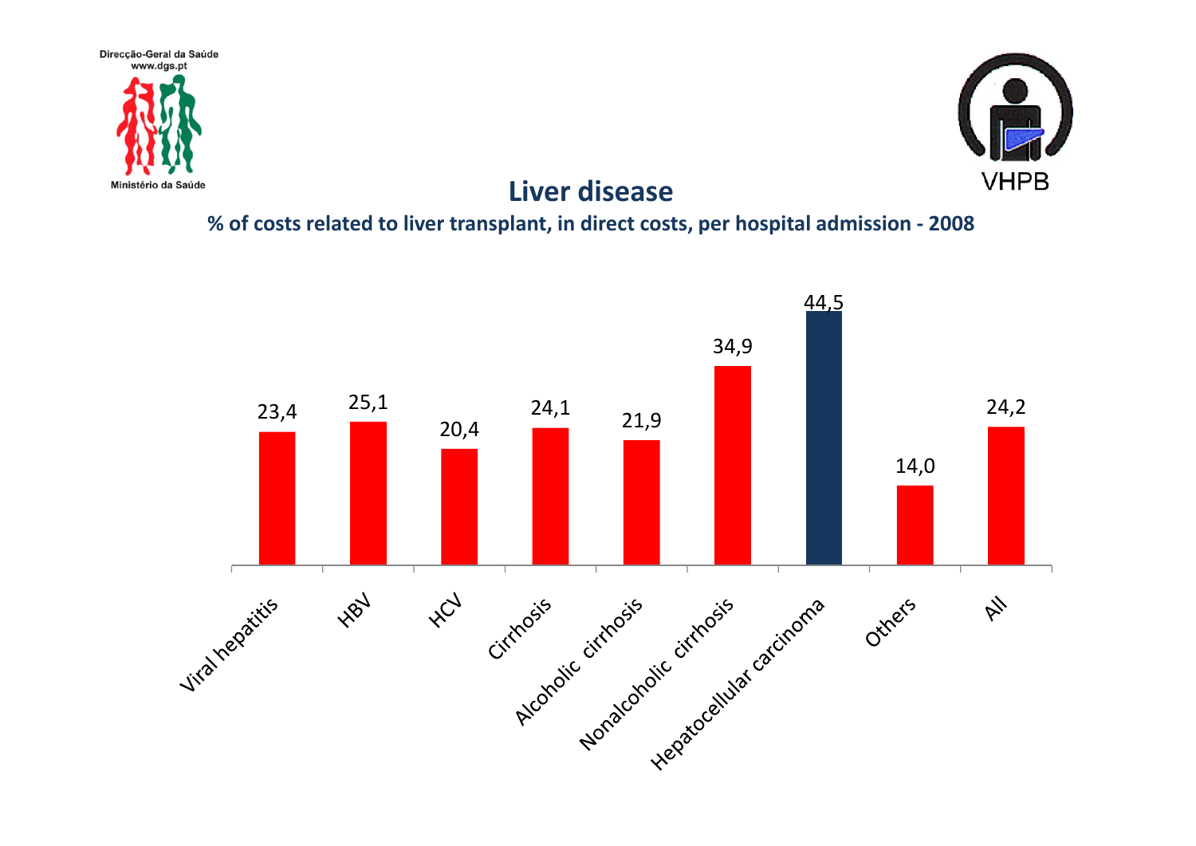Direcção-Geral da Saúde
www.dgs.pt

Ministério da Saúde

VHPB

# Liver disease

**% of costs related to liver transplant, in direct costs, per hospital admission - 2008**

| Category | % |
| --- | --- |
| Viral hepatitis | 23,4 |
| HBV | 25,1 |
| HCV | 20,4 |
| Cirrhosis | 24,1 |
| Alcoholic cirrhosis | 21,9 |
| Nonalcoholic cirrhosis | 34,9 |
| Hepatocellular carcinoma | 44,5 |
| Others | 14,0 |
| All | 24,2 |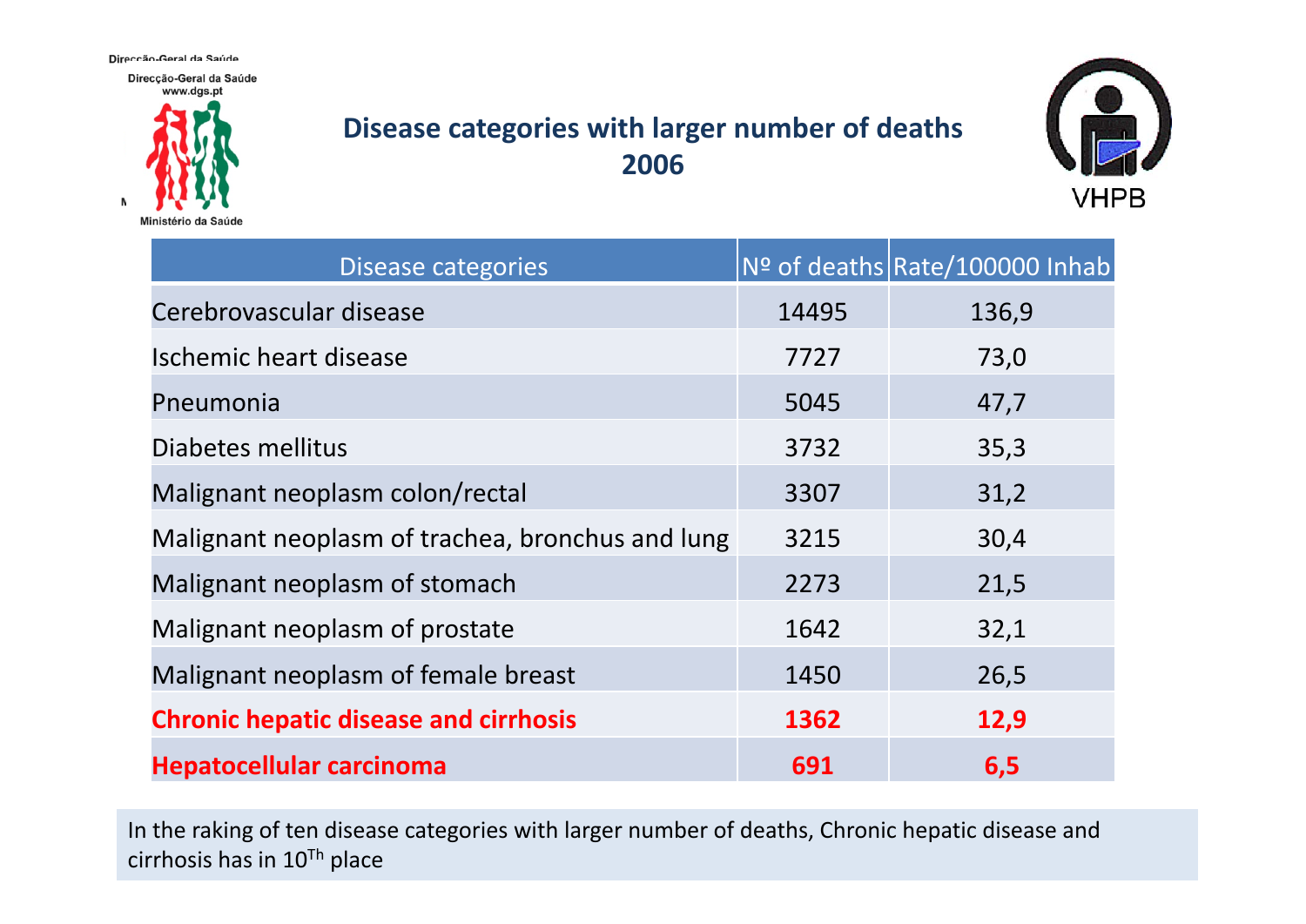Direcção-Geral da Saúde
www.dgs.pt

Ministério da Saúde

## Disease categories with larger number of deaths 2006

VHPB

| Disease categories | Nº of deaths | Rate/100000 Inhab |
|---|---|---|
| Cerebrovascular disease | 14495 | 136,9 |
| Ischemic heart disease | 7727 | 73,0 |
| Pneumonia | 5045 | 47,7 |
| Diabetes mellitus | 3732 | 35,3 |
| Malignant neoplasm colon/rectal | 3307 | 31,2 |
| Malignant neoplasm of trachea, bronchus and lung | 3215 | 30,4 |
| Malignant neoplasm of stomach | 2273 | 21,5 |
| Malignant neoplasm of prostate | 1642 | 32,1 |
| Malignant neoplasm of female breast | 1450 | 26,5 |
| **Chronic hepatic disease and cirrhosis** | **1362** | **12,9** |
| **Hepatocellular carcinoma** | **691** | **6,5** |

In the raking of ten disease categories with larger number of deaths, Chronic hepatic disease and cirrhosis has in $10^{Th}$ place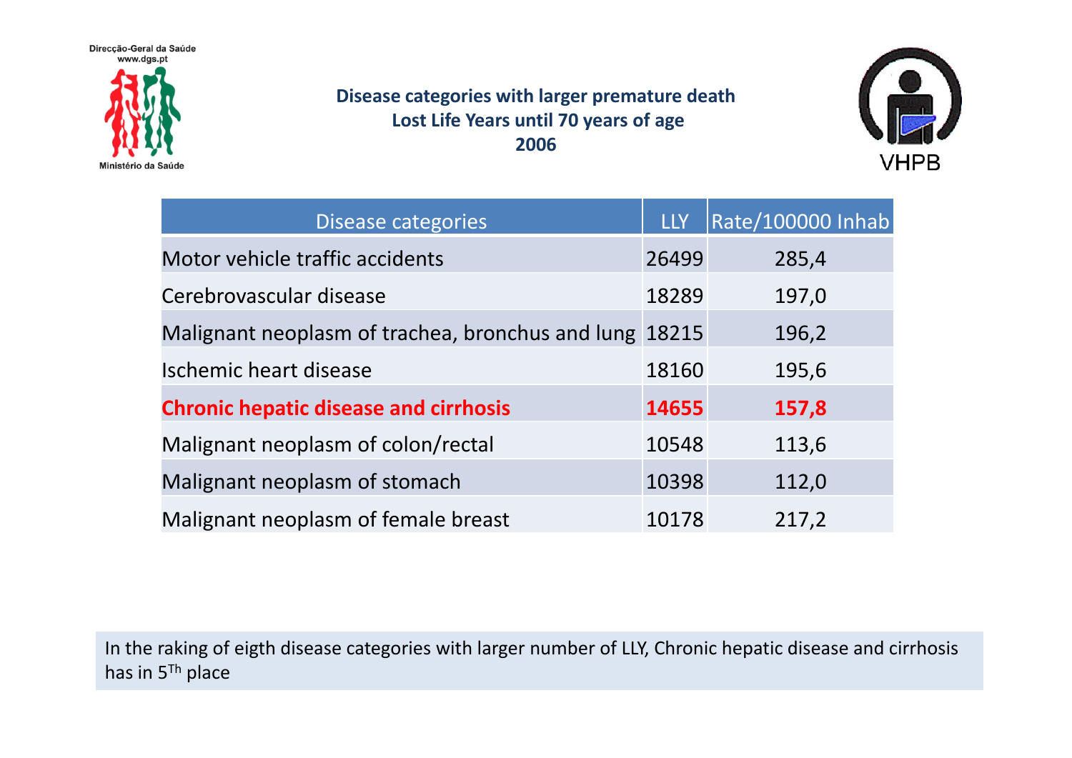Direcção-Geral da Saúde
www.dgs.pt

Ministério da Saúde

VHPB

## Disease categories with larger premature death Lost Life Years until 70 years of age 2006

| Disease categories | LLY | Rate/100000 Inhab |
|---|---|---|
| Motor vehicle traffic accidents | 26499 | 285,4 |
| Cerebrovascular disease | 18289 | 197,0 |
| Malignant neoplasm of trachea, bronchus and lung | 18215 | 196,2 |
| Ischemic heart disease | 18160 | 195,6 |
| **Chronic hepatic disease and cirrhosis** | **14655** | **157,8** |
| Malignant neoplasm of colon/rectal | 10548 | 113,6 |
| Malignant neoplasm of stomach | 10398 | 112,0 |
| Malignant neoplasm of female breast | 10178 | 217,2 |

In the raking of eigth disease categories with larger number of LLY, Chronic hepatic disease and cirrhosis has in 5$^{Th}$ place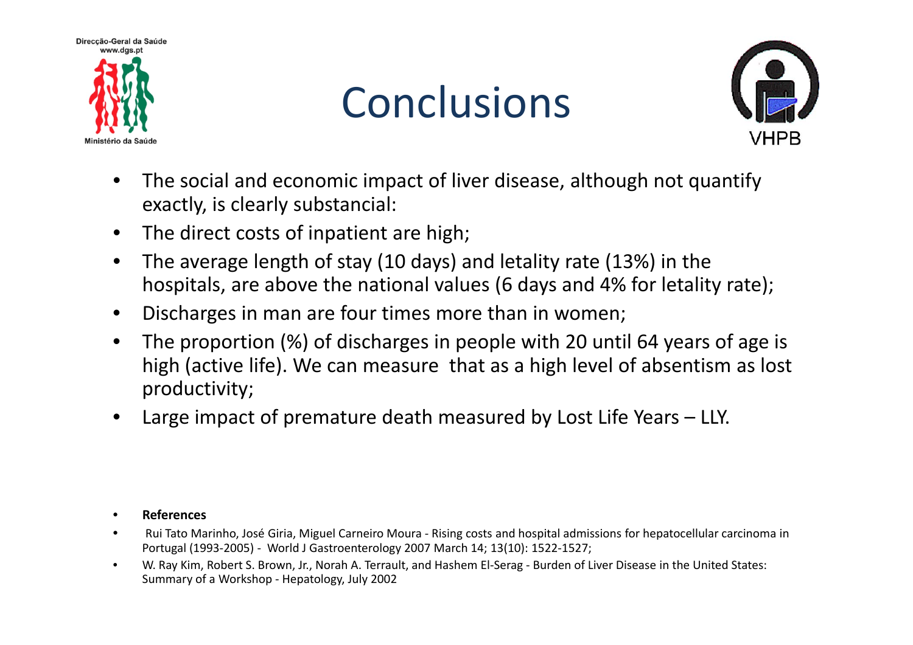Direcção-Geral da Saúde
www.dgs.pt
Ministério da Saúde

# Conclusions

VHPB

- The social and economic impact of liver disease, although not quantify exactly, is clearly substancial:
- The direct costs of inpatient are high;
- The average length of stay (10 days) and letality rate (13%) in the hospitals, are above the national values (6 days and 4% for letality rate);
- Discharges in man are four times more than in women;
- The proportion (%) of discharges in people with 20 until 64 years of age is high (active life). We can measure that as a high level of absentism as lost productivity;
- Large impact of premature death measured by Lost Life Years – LLY.

- **References**
- Rui Tato Marinho, José Giria, Miguel Carneiro Moura - Rising costs and hospital admissions for hepatocellular carcinoma in Portugal (1993-2005) - World J Gastroenterology 2007 March 14; 13(10): 1522-1527;
- W. Ray Kim, Robert S. Brown, Jr., Norah A. Terrault, and Hashem El-Serag - Burden of Liver Disease in the United States: Summary of a Workshop - Hepatology, July 2002